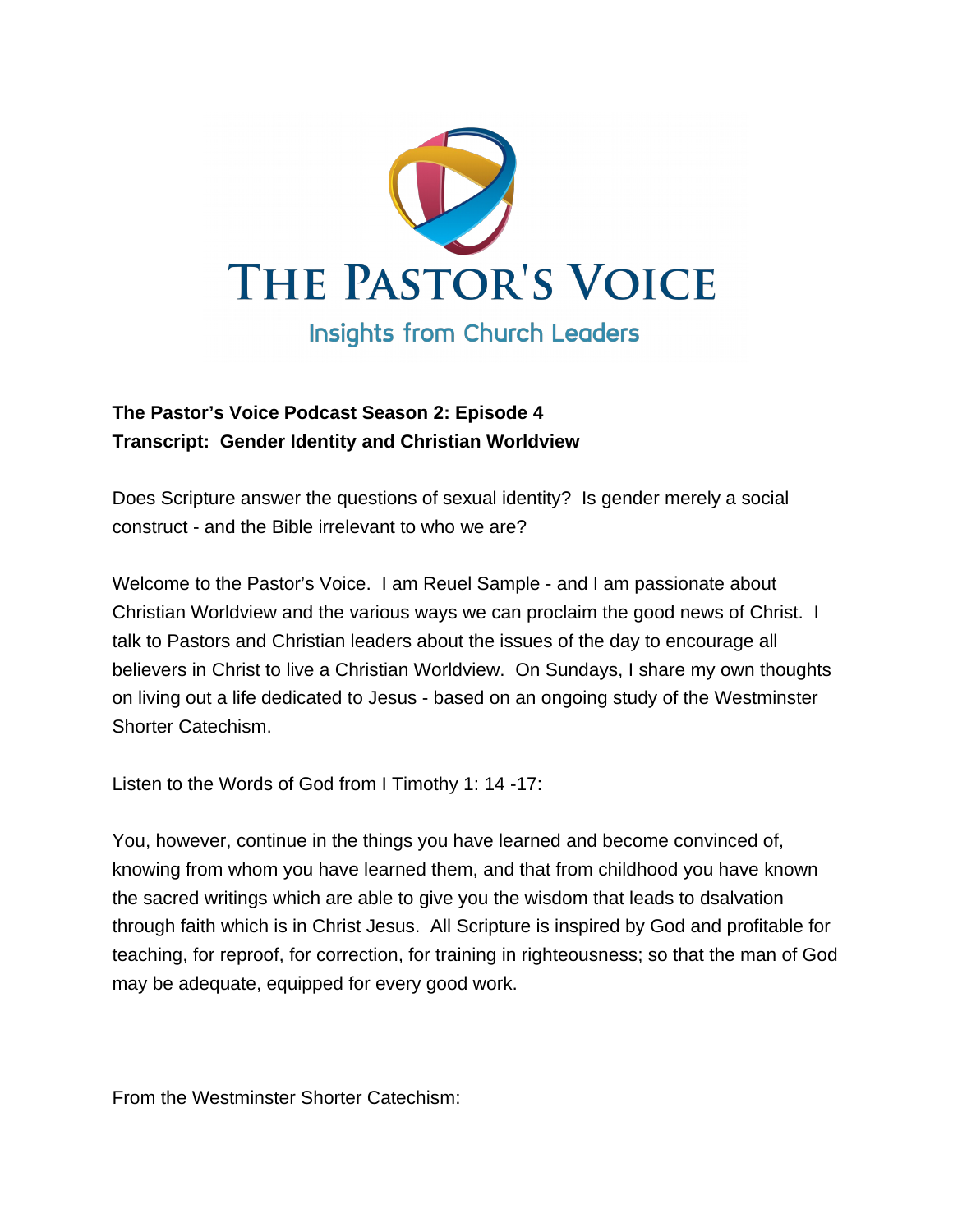# THE PASTOR'S VOICE

Insights from Church Leaders

**The Pastor's Voice Podcast Season 2: Episode 4**
**Transcript: Gender Identity and Christian Worldview**

Does Scripture answer the questions of sexual identity? Is gender merely a social construct - and the Bible irrelevant to who we are?

Welcome to the Pastor's Voice. I am Reuel Sample - and I am passionate about Christian Worldview and the various ways we can proclaim the good news of Christ. I talk to Pastors and Christian leaders about the issues of the day to encourage all believers in Christ to live a Christian Worldview. On Sundays, I share my own thoughts on living out a life dedicated to Jesus - based on an ongoing study of the Westminster Shorter Catechism.

Listen to the Words of God from I Timothy 1: 14 -17:

You, however, continue in the things you have learned and become convinced of, knowing from whom you have learned them, and that from childhood you have known the sacred writings which are able to give you the wisdom that leads to dsalvation through faith which is in Christ Jesus. All Scripture is inspired by God and profitable for teaching, for reproof, for correction, for training in righteousness; so that the man of God may be adequate, equipped for every good work.

From the Westminster Shorter Catechism: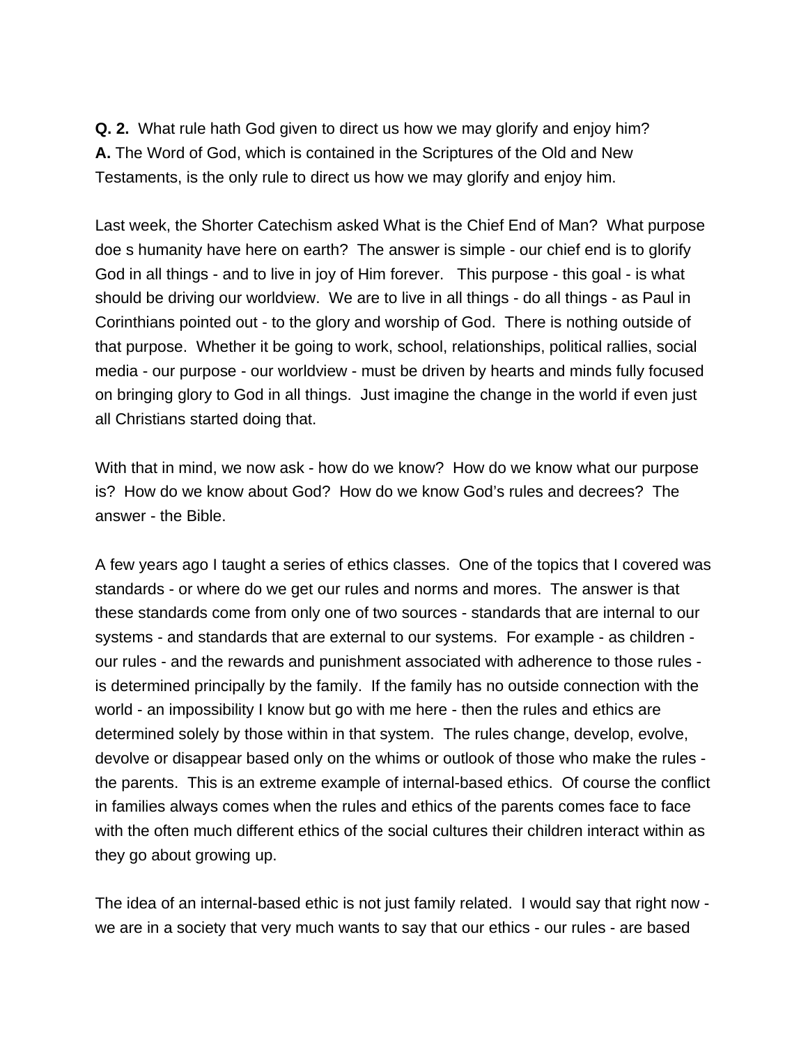**Q. 2.** What rule hath God given to direct us how we may glorify and enjoy him?
**A.** The Word of God, which is contained in the Scriptures of the Old and New Testaments, is the only rule to direct us how we may glorify and enjoy him.

Last week, the Shorter Catechism asked What is the Chief End of Man? What purpose doe s humanity have here on earth? The answer is simple - our chief end is to glorify God in all things - and to live in joy of Him forever. This purpose - this goal - is what should be driving our worldview. We are to live in all things - do all things - as Paul in Corinthians pointed out - to the glory and worship of God. There is nothing outside of that purpose. Whether it be going to work, school, relationships, political rallies, social media - our purpose - our worldview - must be driven by hearts and minds fully focused on bringing glory to God in all things. Just imagine the change in the world if even just all Christians started doing that.

With that in mind, we now ask - how do we know? How do we know what our purpose is? How do we know about God? How do we know God's rules and decrees? The answer - the Bible.

A few years ago I taught a series of ethics classes. One of the topics that I covered was standards - or where do we get our rules and norms and mores. The answer is that these standards come from only one of two sources - standards that are internal to our systems - and standards that are external to our systems. For example - as children - our rules - and the rewards and punishment associated with adherence to those rules - is determined principally by the family. If the family has no outside connection with the world - an impossibility I know but go with me here - then the rules and ethics are determined solely by those within in that system. The rules change, develop, evolve, devolve or disappear based only on the whims or outlook of those who make the rules - the parents. This is an extreme example of internal-based ethics. Of course the conflict in families always comes when the rules and ethics of the parents comes face to face with the often much different ethics of the social cultures their children interact within as they go about growing up.

The idea of an internal-based ethic is not just family related. I would say that right now - we are in a society that very much wants to say that our ethics - our rules - are based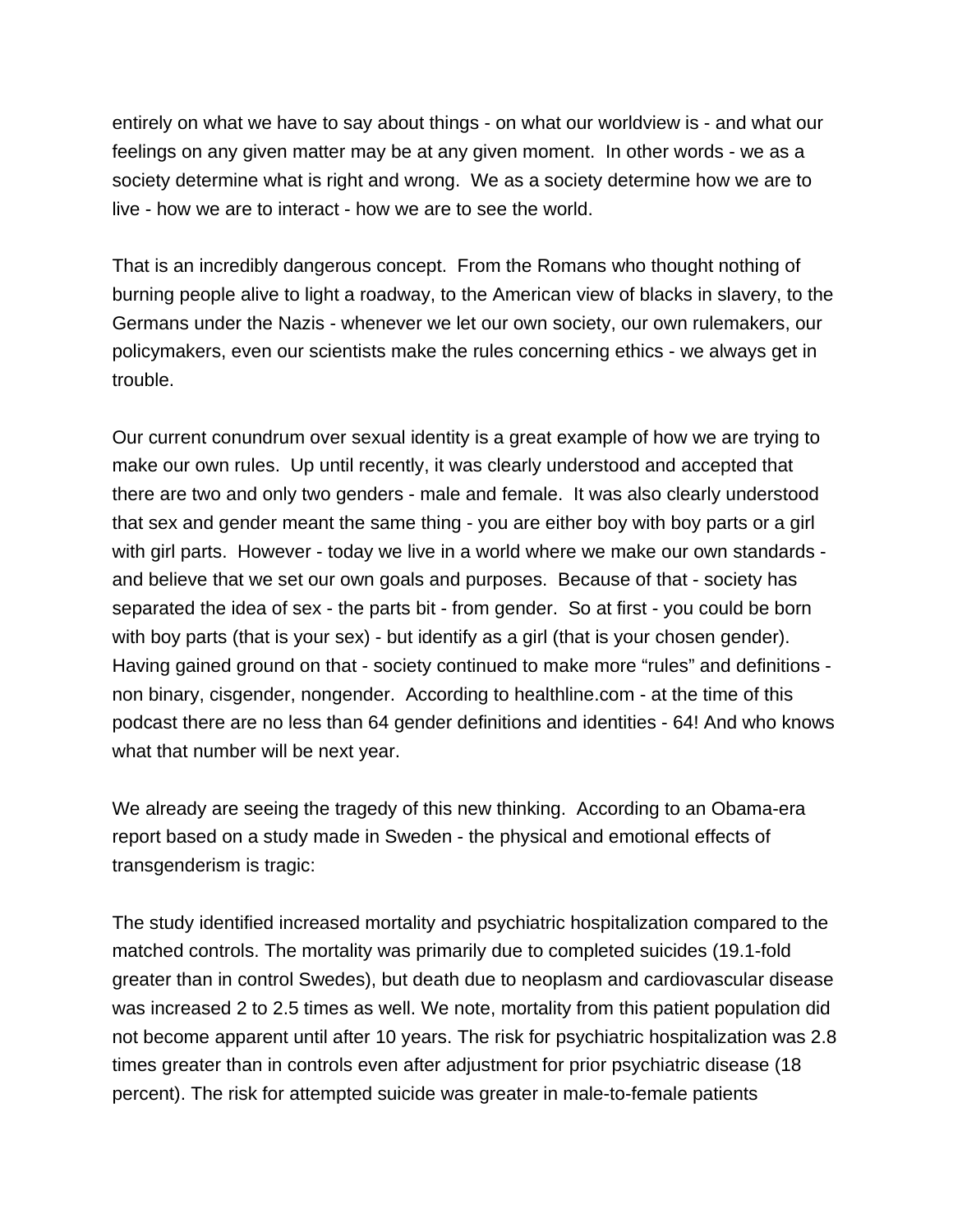entirely on what we have to say about things - on what our worldview is - and what our feelings on any given matter may be at any given moment. In other words - we as a society determine what is right and wrong. We as a society determine how we are to live - how we are to interact - how we are to see the world.

That is an incredibly dangerous concept. From the Romans who thought nothing of burning people alive to light a roadway, to the American view of blacks in slavery, to the Germans under the Nazis - whenever we let our own society, our own rulemakers, our policymakers, even our scientists make the rules concerning ethics - we always get in trouble.

Our current conundrum over sexual identity is a great example of how we are trying to make our own rules. Up until recently, it was clearly understood and accepted that there are two and only two genders - male and female. It was also clearly understood that sex and gender meant the same thing - you are either boy with boy parts or a girl with girl parts. However - today we live in a world where we make our own standards - and believe that we set our own goals and purposes. Because of that - society has separated the idea of sex - the parts bit - from gender. So at first - you could be born with boy parts (that is your sex) - but identify as a girl (that is your chosen gender). Having gained ground on that - society continued to make more "rules" and definitions - non binary, cisgender, nongender. According to healthline.com - at the time of this podcast there are no less than 64 gender definitions and identities - 64! And who knows what that number will be next year.

We already are seeing the tragedy of this new thinking. According to an Obama-era report based on a study made in Sweden - the physical and emotional effects of transgenderism is tragic:

The study identified increased mortality and psychiatric hospitalization compared to the matched controls. The mortality was primarily due to completed suicides (19.1-fold greater than in control Swedes), but death due to neoplasm and cardiovascular disease was increased 2 to 2.5 times as well. We note, mortality from this patient population did not become apparent until after 10 years. The risk for psychiatric hospitalization was 2.8 times greater than in controls even after adjustment for prior psychiatric disease (18 percent). The risk for attempted suicide was greater in male-to-female patients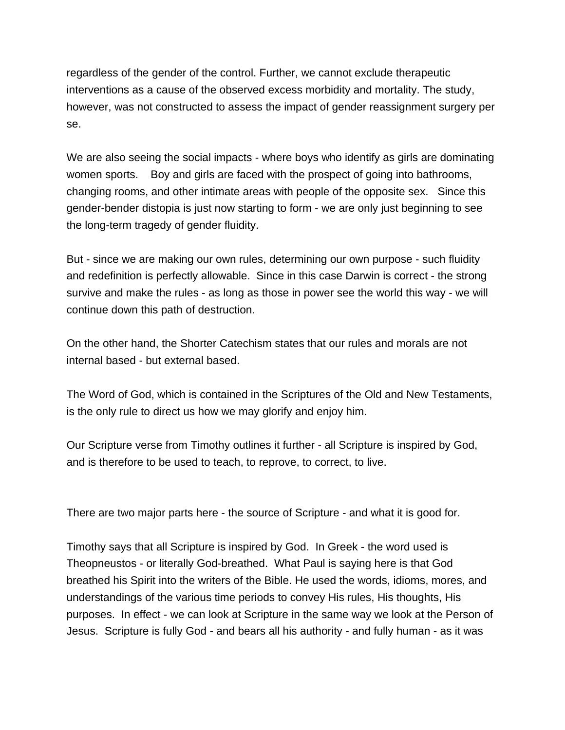regardless of the gender of the control. Further, we cannot exclude therapeutic interventions as a cause of the observed excess morbidity and mortality. The study, however, was not constructed to assess the impact of gender reassignment surgery per se.

We are also seeing the social impacts - where boys who identify as girls are dominating women sports. Boy and girls are faced with the prospect of going into bathrooms, changing rooms, and other intimate areas with people of the opposite sex. Since this gender-bender distopia is just now starting to form - we are only just beginning to see the long-term tragedy of gender fluidity.

But - since we are making our own rules, determining our own purpose - such fluidity and redefinition is perfectly allowable. Since in this case Darwin is correct - the strong survive and make the rules - as long as those in power see the world this way - we will continue down this path of destruction.

On the other hand, the Shorter Catechism states that our rules and morals are not internal based - but external based.

The Word of God, which is contained in the Scriptures of the Old and New Testaments, is the only rule to direct us how we may glorify and enjoy him.

Our Scripture verse from Timothy outlines it further - all Scripture is inspired by God, and is therefore to be used to teach, to reprove, to correct, to live.

There are two major parts here - the source of Scripture - and what it is good for.

Timothy says that all Scripture is inspired by God. In Greek - the word used is Theopneustos - or literally God-breathed. What Paul is saying here is that God breathed his Spirit into the writers of the Bible. He used the words, idioms, mores, and understandings of the various time periods to convey His rules, His thoughts, His purposes. In effect - we can look at Scripture in the same way we look at the Person of Jesus. Scripture is fully God - and bears all his authority - and fully human - as it was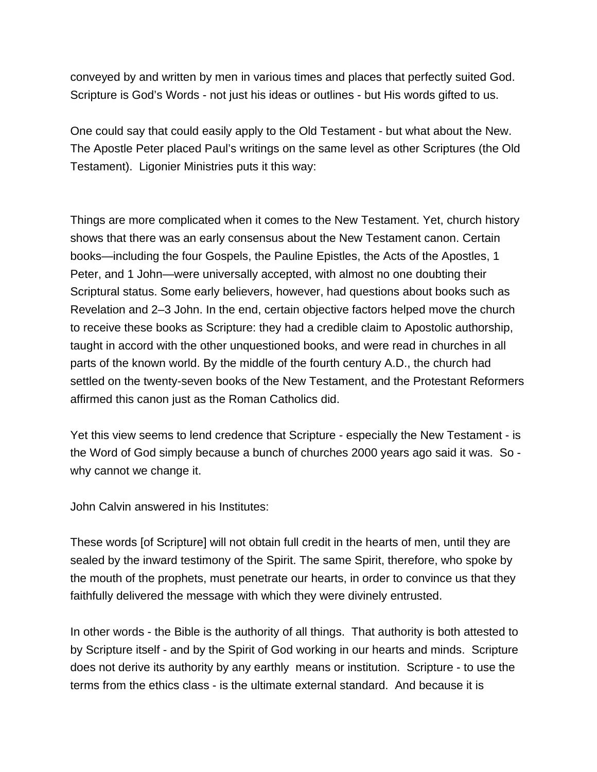conveyed by and written by men in various times and places that perfectly suited God. Scripture is God's Words - not just his ideas or outlines - but His words gifted to us.

One could say that could easily apply to the Old Testament - but what about the New. The Apostle Peter placed Paul's writings on the same level as other Scriptures (the Old Testament). Ligonier Ministries puts it this way:

Things are more complicated when it comes to the New Testament. Yet, church history shows that there was an early consensus about the New Testament canon. Certain books—including the four Gospels, the Pauline Epistles, the Acts of the Apostles, 1 Peter, and 1 John—were universally accepted, with almost no one doubting their Scriptural status. Some early believers, however, had questions about books such as Revelation and 2–3 John. In the end, certain objective factors helped move the church to receive these books as Scripture: they had a credible claim to Apostolic authorship, taught in accord with the other unquestioned books, and were read in churches in all parts of the known world. By the middle of the fourth century A.D., the church had settled on the twenty-seven books of the New Testament, and the Protestant Reformers affirmed this canon just as the Roman Catholics did.

Yet this view seems to lend credence that Scripture - especially the New Testament - is the Word of God simply because a bunch of churches 2000 years ago said it was. So - why cannot we change it.

John Calvin answered in his Institutes:

These words [of Scripture] will not obtain full credit in the hearts of men, until they are sealed by the inward testimony of the Spirit. The same Spirit, therefore, who spoke by the mouth of the prophets, must penetrate our hearts, in order to convince us that they faithfully delivered the message with which they were divinely entrusted.

In other words - the Bible is the authority of all things. That authority is both attested to by Scripture itself - and by the Spirit of God working in our hearts and minds. Scripture does not derive its authority by any earthly means or institution. Scripture - to use the terms from the ethics class - is the ultimate external standard. And because it is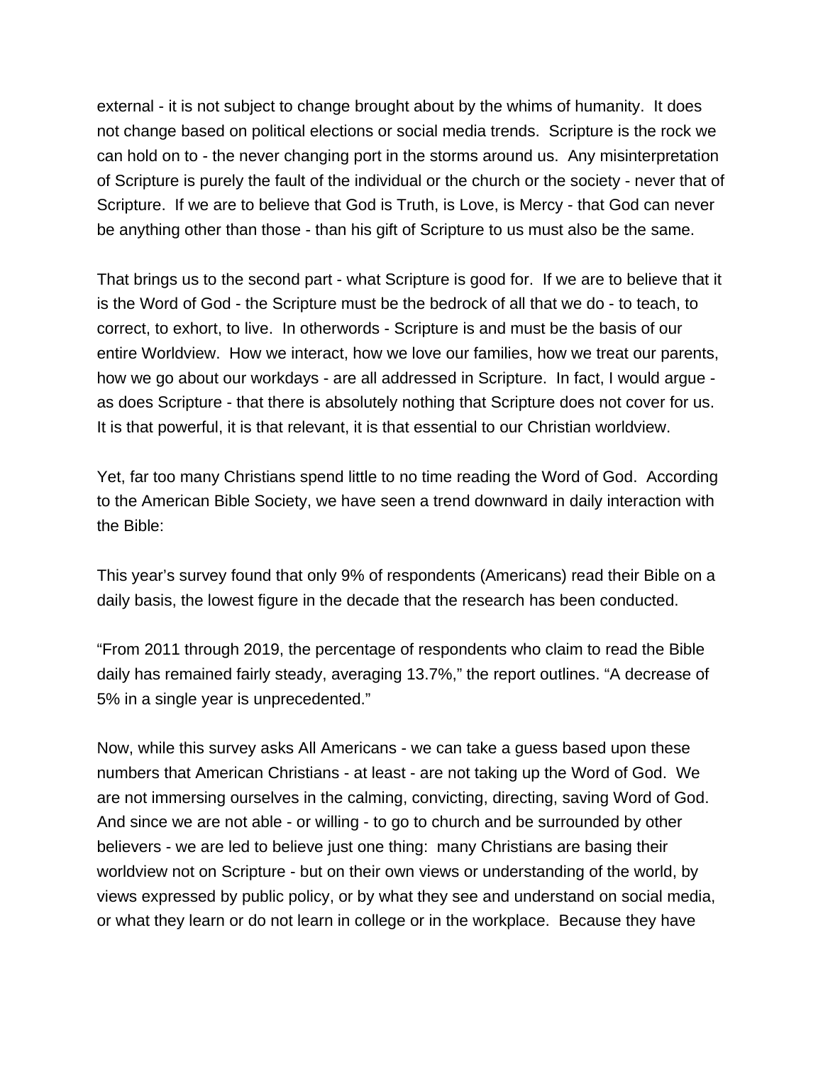external - it is not subject to change brought about by the whims of humanity. It does not change based on political elections or social media trends. Scripture is the rock we can hold on to - the never changing port in the storms around us. Any misinterpretation of Scripture is purely the fault of the individual or the church or the society - never that of Scripture. If we are to believe that God is Truth, is Love, is Mercy - that God can never be anything other than those - than his gift of Scripture to us must also be the same.

That brings us to the second part - what Scripture is good for. If we are to believe that it is the Word of God - the Scripture must be the bedrock of all that we do - to teach, to correct, to exhort, to live. In otherwords - Scripture is and must be the basis of our entire Worldview. How we interact, how we love our families, how we treat our parents, how we go about our workdays - are all addressed in Scripture. In fact, I would argue - as does Scripture - that there is absolutely nothing that Scripture does not cover for us. It is that powerful, it is that relevant, it is that essential to our Christian worldview.

Yet, far too many Christians spend little to no time reading the Word of God. According to the American Bible Society, we have seen a trend downward in daily interaction with the Bible:

This year's survey found that only 9% of respondents (Americans) read their Bible on a daily basis, the lowest figure in the decade that the research has been conducted.

"From 2011 through 2019, the percentage of respondents who claim to read the Bible daily has remained fairly steady, averaging 13.7%," the report outlines. "A decrease of 5% in a single year is unprecedented."

Now, while this survey asks All Americans - we can take a guess based upon these numbers that American Christians - at least - are not taking up the Word of God. We are not immersing ourselves in the calming, convicting, directing, saving Word of God. And since we are not able - or willing - to go to church and be surrounded by other believers - we are led to believe just one thing: many Christians are basing their worldview not on Scripture - but on their own views or understanding of the world, by views expressed by public policy, or by what they see and understand on social media, or what they learn or do not learn in college or in the workplace. Because they have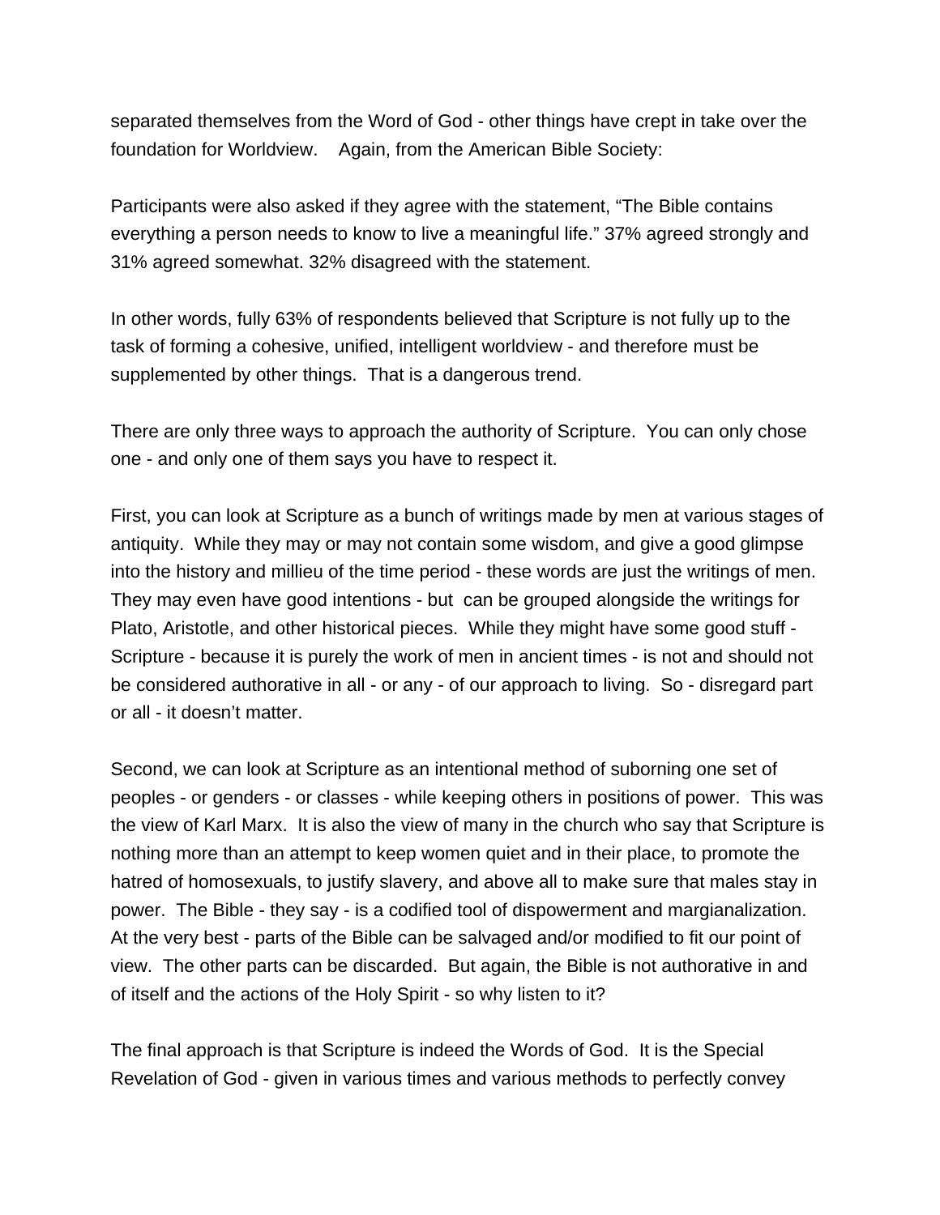separated themselves from the Word of God - other things have crept in take over the foundation for Worldview.   Again, from the American Bible Society:

Participants were also asked if they agree with the statement, “The Bible contains everything a person needs to know to live a meaningful life.” 37% agreed strongly and 31% agreed somewhat. 32% disagreed with the statement.

In other words, fully 63% of respondents believed that Scripture is not fully up to the task of forming a cohesive, unified, intelligent worldview - and therefore must be supplemented by other things.  That is a dangerous trend.

There are only three ways to approach the authority of Scripture.  You can only chose one - and only one of them says you have to respect it.

First, you can look at Scripture as a bunch of writings made by men at various stages of antiquity.  While they may or may not contain some wisdom, and give a good glimpse into the history and millieu of the time period - these words are just the writings of men. They may even have good intentions - but  can be grouped alongside the writings for Plato, Aristotle, and other historical pieces.  While they might have some good stuff - Scripture - because it is purely the work of men in ancient times - is not and should not be considered authorative in all - or any - of our approach to living.  So - disregard part or all - it doesn’t matter.

Second, we can look at Scripture as an intentional method of suborning one set of peoples - or genders - or classes - while keeping others in positions of power.  This was the view of Karl Marx.  It is also the view of many in the church who say that Scripture is nothing more than an attempt to keep women quiet and in their place, to promote the hatred of homosexuals, to justify slavery, and above all to make sure that males stay in power.  The Bible - they say - is a codified tool of dispowerment and margianalization. At the very best - parts of the Bible can be salvaged and/or modified to fit our point of view.  The other parts can be discarded.  But again, the Bible is not authorative in and of itself and the actions of the Holy Spirit - so why listen to it?

The final approach is that Scripture is indeed the Words of God.  It is the Special Revelation of God - given in various times and various methods to perfectly convey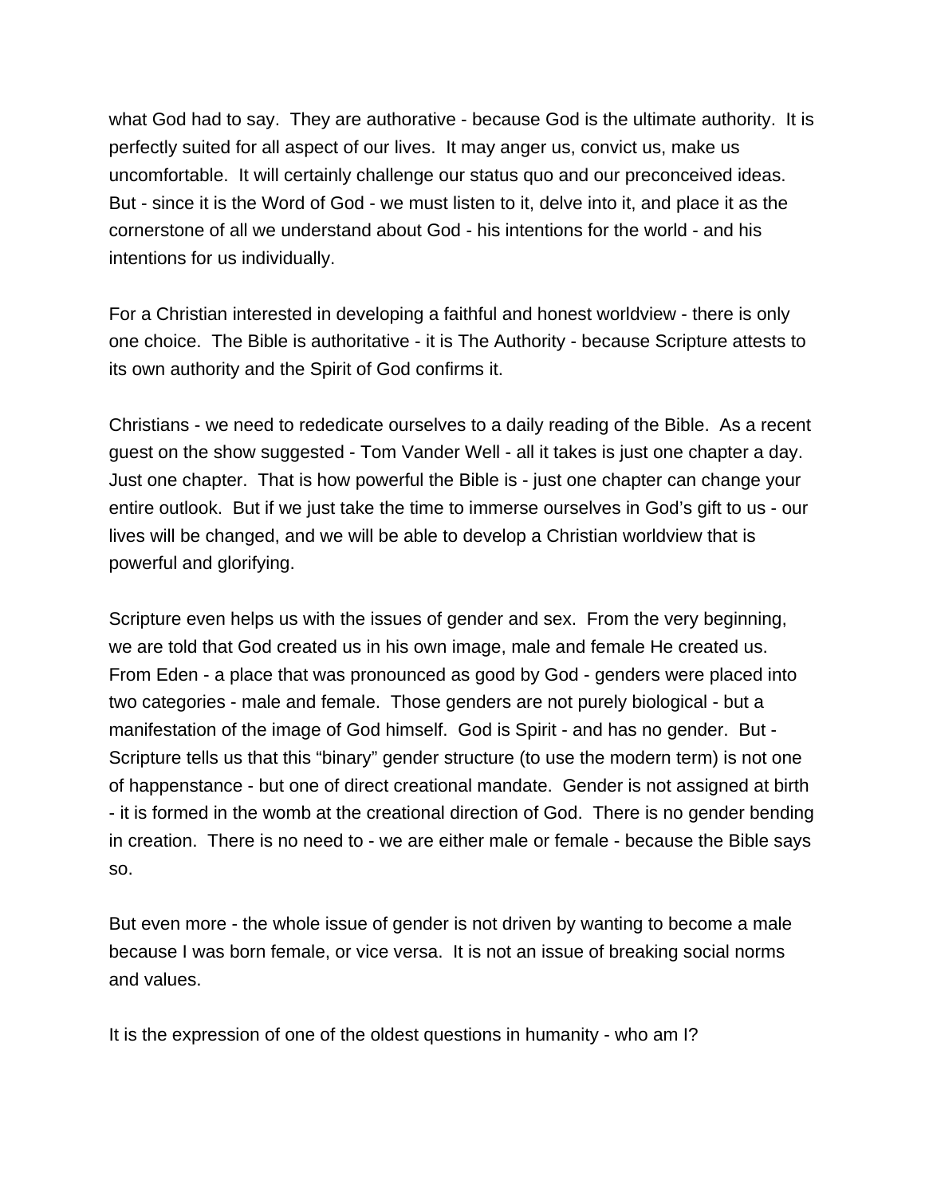what God had to say. They are authorative - because God is the ultimate authority. It is perfectly suited for all aspect of our lives. It may anger us, convict us, make us uncomfortable. It will certainly challenge our status quo and our preconceived ideas. But - since it is the Word of God - we must listen to it, delve into it, and place it as the cornerstone of all we understand about God - his intentions for the world - and his intentions for us individually.

For a Christian interested in developing a faithful and honest worldview - there is only one choice. The Bible is authoritative - it is The Authority - because Scripture attests to its own authority and the Spirit of God confirms it.

Christians - we need to rededicate ourselves to a daily reading of the Bible. As a recent guest on the show suggested - Tom Vander Well - all it takes is just one chapter a day. Just one chapter. That is how powerful the Bible is - just one chapter can change your entire outlook. But if we just take the time to immerse ourselves in God's gift to us - our lives will be changed, and we will be able to develop a Christian worldview that is powerful and glorifying.

Scripture even helps us with the issues of gender and sex. From the very beginning, we are told that God created us in his own image, male and female He created us. From Eden - a place that was pronounced as good by God - genders were placed into two categories - male and female. Those genders are not purely biological - but a manifestation of the image of God himself. God is Spirit - and has no gender. But - Scripture tells us that this "binary" gender structure (to use the modern term) is not one of happenstance - but one of direct creational mandate. Gender is not assigned at birth - it is formed in the womb at the creational direction of God. There is no gender bending in creation. There is no need to - we are either male or female - because the Bible says so.

But even more - the whole issue of gender is not driven by wanting to become a male because I was born female, or vice versa. It is not an issue of breaking social norms and values.

It is the expression of one of the oldest questions in humanity - who am I?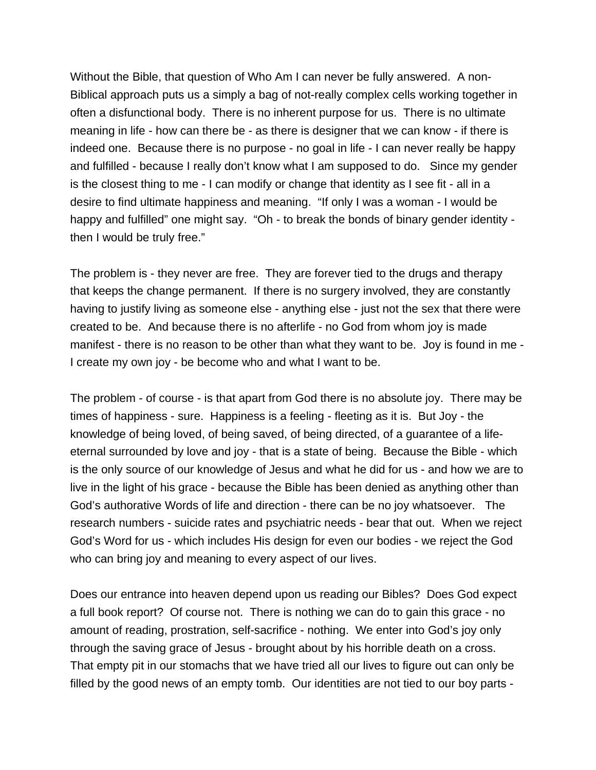Without the Bible, that question of Who Am I can never be fully answered. A non-Biblical approach puts us a simply a bag of not-really complex cells working together in often a disfunctional body. There is no inherent purpose for us. There is no ultimate meaning in life - how can there be - as there is designer that we can know - if there is indeed one. Because there is no purpose - no goal in life - I can never really be happy and fulfilled - because I really don't know what I am supposed to do. Since my gender is the closest thing to me - I can modify or change that identity as I see fit - all in a desire to find ultimate happiness and meaning. "If only I was a woman - I would be happy and fulfilled" one might say. "Oh - to break the bonds of binary gender identity - then I would be truly free."

The problem is - they never are free. They are forever tied to the drugs and therapy that keeps the change permanent. If there is no surgery involved, they are constantly having to justify living as someone else - anything else - just not the sex that there were created to be. And because there is no afterlife - no God from whom joy is made manifest - there is no reason to be other than what they want to be. Joy is found in me - I create my own joy - be become who and what I want to be.

The problem - of course - is that apart from God there is no absolute joy. There may be times of happiness - sure. Happiness is a feeling - fleeting as it is. But Joy - the knowledge of being loved, of being saved, of being directed, of a guarantee of a life-eternal surrounded by love and joy - that is a state of being. Because the Bible - which is the only source of our knowledge of Jesus and what he did for us - and how we are to live in the light of his grace - because the Bible has been denied as anything other than God's authorative Words of life and direction - there can be no joy whatsoever. The research numbers - suicide rates and psychiatric needs - bear that out. When we reject God's Word for us - which includes His design for even our bodies - we reject the God who can bring joy and meaning to every aspect of our lives.

Does our entrance into heaven depend upon us reading our Bibles? Does God expect a full book report? Of course not. There is nothing we can do to gain this grace - no amount of reading, prostration, self-sacrifice - nothing. We enter into God's joy only through the saving grace of Jesus - brought about by his horrible death on a cross. That empty pit in our stomachs that we have tried all our lives to figure out can only be filled by the good news of an empty tomb. Our identities are not tied to our boy parts -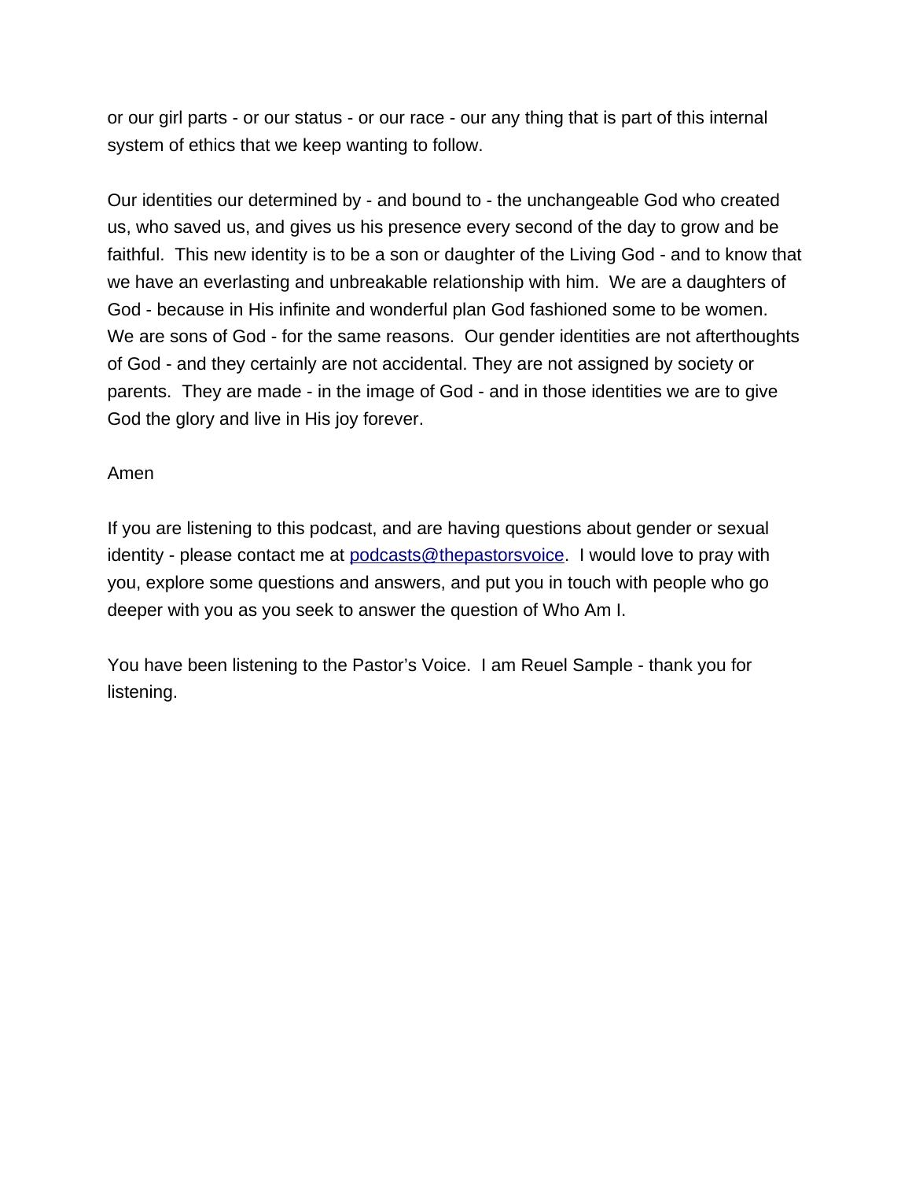or our girl parts - or our status - or our race - our any thing that is part of this internal system of ethics that we keep wanting to follow.

Our identities our determined by - and bound to - the unchangeable God who created us, who saved us, and gives us his presence every second of the day to grow and be faithful.  This new identity is to be a son or daughter of the Living God - and to know that we have an everlasting and unbreakable relationship with him.  We are a daughters of God - because in His infinite and wonderful plan God fashioned some to be women.  We are sons of God - for the same reasons.  Our gender identities are not afterthoughts of God - and they certainly are not accidental. They are not assigned by society or parents.  They are made - in the image of God - and in those identities we are to give God the glory and live in His joy forever.

Amen

If you are listening to this podcast, and are having questions about gender or sexual identity - please contact me at [podcasts@thepastorsvoice](mailto:podcasts@thepastorsvoice).  I would love to pray with you, explore some questions and answers, and put you in touch with people who go deeper with you as you seek to answer the question of Who Am I.

You have been listening to the Pastor's Voice.  I am Reuel Sample - thank you for listening.